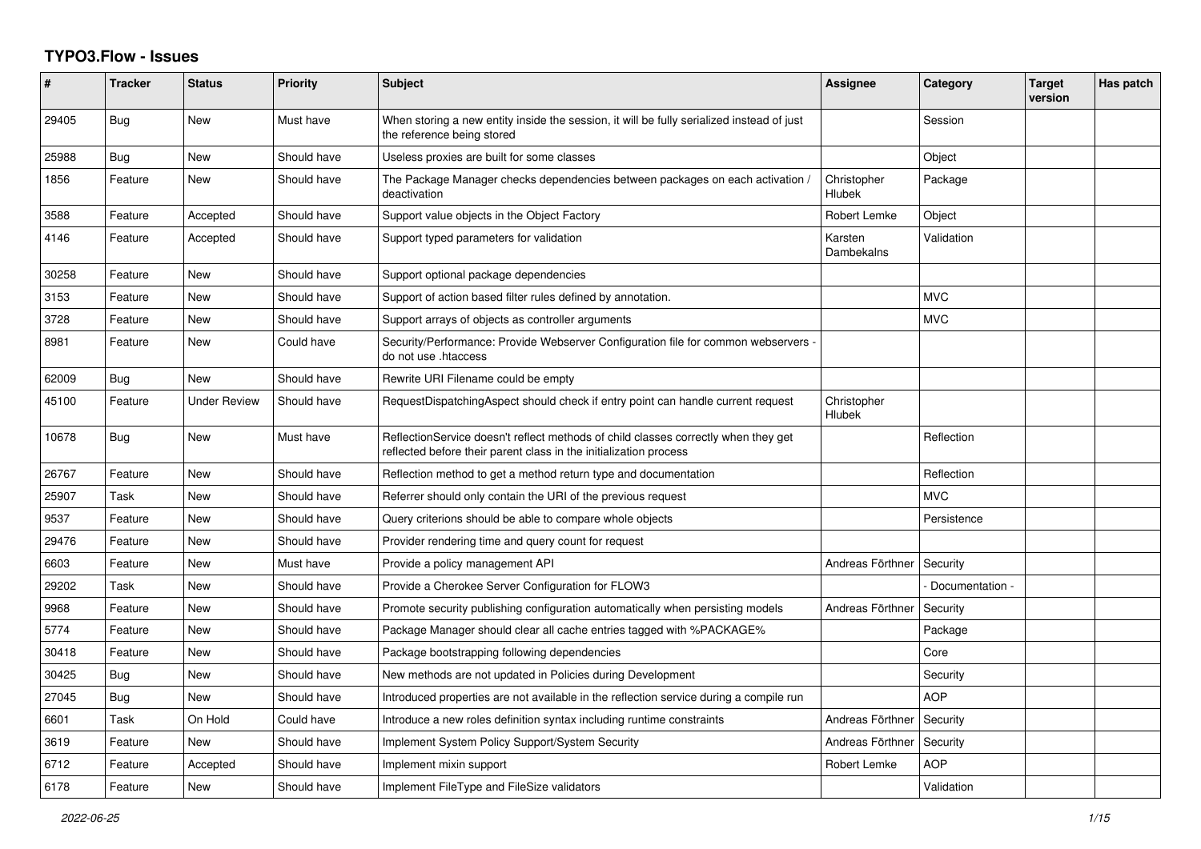## TYPO3.Flow - Issues

| # | Tracker | Status | Priority | Subject | Assignee | Category | Target version | Has patch |
|---|---|---|---|---|---|---|---|---|
| 29405 | Bug | New | Must have | When storing a new entity inside the session, it will be fully serialized instead of just the reference being stored | | Session | | |
| 25988 | Bug | New | Should have | Useless proxies are built for some classes | | Object | | |
| 1856 | Feature | New | Should have | The Package Manager checks dependencies between packages on each activation / deactivation | Christopher Hlubek | Package | | |
| 3588 | Feature | Accepted | Should have | Support value objects in the Object Factory | Robert Lemke | Object | | |
| 4146 | Feature | Accepted | Should have | Support typed parameters for validation | Karsten Dambekalns | Validation | | |
| 30258 | Feature | New | Should have | Support optional package dependencies | | | | |
| 3153 | Feature | New | Should have | Support of action based filter rules defined by annotation. | | MVC | | |
| 3728 | Feature | New | Should have | Support arrays of objects as controller arguments | | MVC | | |
| 8981 | Feature | New | Could have | Security/Performance: Provide Webserver Configuration file for common webservers - do not use .htaccess | | | | |
| 62009 | Bug | New | Should have | Rewrite URI Filename could be empty | | | | |
| 45100 | Feature | Under Review | Should have | RequestDispatchingAspect should check if entry point can handle current request | Christopher Hlubek | | | |
| 10678 | Bug | New | Must have | ReflectionService doesn't reflect methods of child classes correctly when they get reflected before their parent class in the initialization process | | Reflection | | |
| 26767 | Feature | New | Should have | Reflection method to get a method return type and documentation | | Reflection | | |
| 25907 | Task | New | Should have | Referrer should only contain the URI of the previous request | | MVC | | |
| 9537 | Feature | New | Should have | Query criterions should be able to compare whole objects | | Persistence | | |
| 29476 | Feature | New | Should have | Provider rendering time and query count for request | | | | |
| 6603 | Feature | New | Must have | Provide a policy management API | Andreas Förthner | Security | | |
| 29202 | Task | New | Should have | Provide a Cherokee Server Configuration for FLOW3 | | - Documentation - | | |
| 9968 | Feature | New | Should have | Promote security publishing configuration automatically when persisting models | Andreas Förthner | Security | | |
| 5774 | Feature | New | Should have | Package Manager should clear all cache entries tagged with %PACKAGE% | | Package | | |
| 30418 | Feature | New | Should have | Package bootstrapping following dependencies | | Core | | |
| 30425 | Bug | New | Should have | New methods are not updated in Policies during Development | | Security | | |
| 27045 | Bug | New | Should have | Introduced properties are not available in the reflection service during a compile run | | AOP | | |
| 6601 | Task | On Hold | Could have | Introduce a new roles definition syntax including runtime constraints | Andreas Förthner | Security | | |
| 3619 | Feature | New | Should have | Implement System Policy Support/System Security | Andreas Förthner | Security | | |
| 6712 | Feature | Accepted | Should have | Implement mixin support | Robert Lemke | AOP | | |
| 6178 | Feature | New | Should have | Implement FileType and FileSize validators | | Validation | | |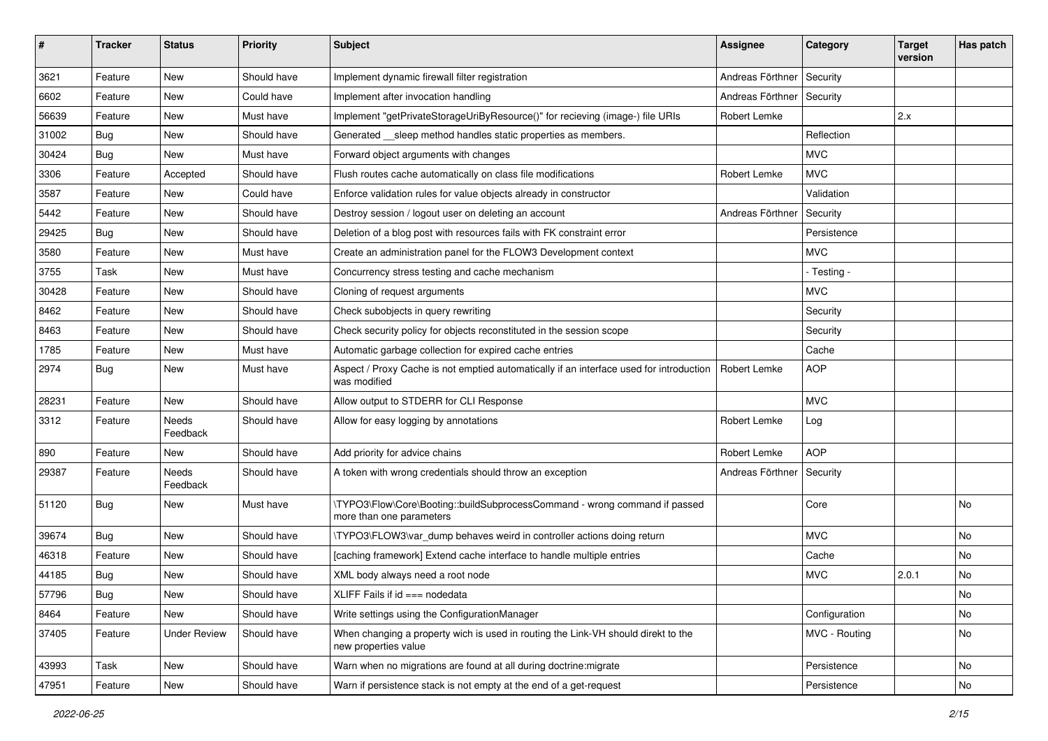| # | Tracker | Status | Priority | Subject | Assignee | Category | Target version | Has patch |
|---|---|---|---|---|---|---|---|---|
| 3621 | Feature | New | Should have | Implement dynamic firewall filter registration | Andreas Förthner | Security | | |
| 6602 | Feature | New | Could have | Implement after invocation handling | Andreas Förthner | Security | | |
| 56639 | Feature | New | Must have | Implement "getPrivateStorageUriByResource()" for recieving (image-) file URIs | Robert Lemke | | 2.x | |
| 31002 | Bug | New | Should have | Generated __sleep method handles static properties as members. | | Reflection | | |
| 30424 | Bug | New | Must have | Forward object arguments with changes | | MVC | | |
| 3306 | Feature | Accepted | Should have | Flush routes cache automatically on class file modifications | Robert Lemke | MVC | | |
| 3587 | Feature | New | Could have | Enforce validation rules for value objects already in constructor | | Validation | | |
| 5442 | Feature | New | Should have | Destroy session / logout user on deleting an account | Andreas Förthner | Security | | |
| 29425 | Bug | New | Should have | Deletion of a blog post with resources fails with FK constraint error | | Persistence | | |
| 3580 | Feature | New | Must have | Create an administration panel for the FLOW3 Development context | | MVC | | |
| 3755 | Task | New | Must have | Concurrency stress testing and cache mechanism | | - Testing - | | |
| 30428 | Feature | New | Should have | Cloning of request arguments | | MVC | | |
| 8462 | Feature | New | Should have | Check subobjects in query rewriting | | Security | | |
| 8463 | Feature | New | Should have | Check security policy for objects reconstituted in the session scope | | Security | | |
| 1785 | Feature | New | Must have | Automatic garbage collection for expired cache entries | | Cache | | |
| 2974 | Bug | New | Must have | Aspect / Proxy Cache is not emptied automatically if an interface used for introduction was modified | Robert Lemke | AOP | | |
| 28231 | Feature | New | Should have | Allow output to STDERR for CLI Response | | MVC | | |
| 3312 | Feature | Needs Feedback | Should have | Allow for easy logging by annotations | Robert Lemke | Log | | |
| 890 | Feature | New | Should have | Add priority for advice chains | Robert Lemke | AOP | | |
| 29387 | Feature | Needs Feedback | Should have | A token with wrong credentials should throw an exception | Andreas Förthner | Security | | |
| 51120 | Bug | New | Must have | \TYPO3\Flow\Core\Booting::buildSubprocessCommand - wrong command if passed more than one parameters | | Core | | No |
| 39674 | Bug | New | Should have | \TYPO3\FLOW3\var_dump behaves weird in controller actions doing return | | MVC | | No |
| 46318 | Feature | New | Should have | [caching framework] Extend cache interface to handle multiple entries | | Cache | | No |
| 44185 | Bug | New | Should have | XML body always need a root node | | MVC | 2.0.1 | No |
| 57796 | Bug | New | Should have | XLIFF Fails if id === nodedata | | | | No |
| 8464 | Feature | New | Should have | Write settings using the ConfigurationManager | | Configuration | | No |
| 37405 | Feature | Under Review | Should have | When changing a property wich is used in routing the Link-VH should direkt to the new properties value | | MVC - Routing | | No |
| 43993 | Task | New | Should have | Warn when no migrations are found at all during doctrine:migrate | | Persistence | | No |
| 47951 | Feature | New | Should have | Warn if persistence stack is not empty at the end of a get-request | | Persistence | | No |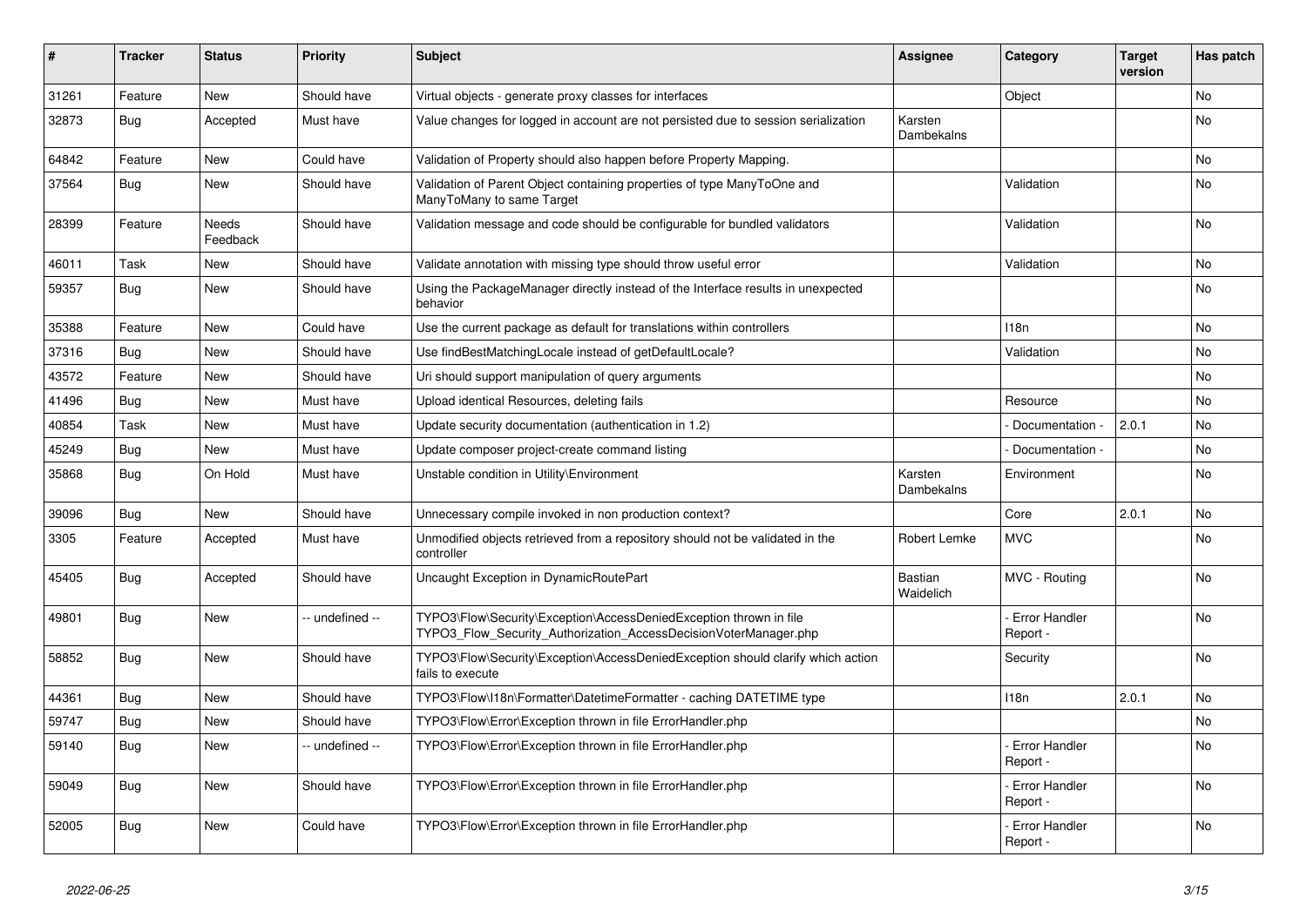| # | Tracker | Status | Priority | Subject | Assignee | Category | Target version | Has patch |
|---|---|---|---|---|---|---|---|---|
| 31261 | Feature | New | Should have | Virtual objects - generate proxy classes for interfaces | | Object | | No |
| 32873 | Bug | Accepted | Must have | Value changes for logged in account are not persisted due to session serialization | Karsten Dambekalns | | | No |
| 64842 | Feature | New | Could have | Validation of Property should also happen before Property Mapping. | | | | No |
| 37564 | Bug | New | Should have | Validation of Parent Object containing properties of type ManyToOne and ManyToMany to same Target | | Validation | | No |
| 28399 | Feature | Needs Feedback | Should have | Validation message and code should be configurable for bundled validators | | Validation | | No |
| 46011 | Task | New | Should have | Validate annotation with missing type should throw useful error | | Validation | | No |
| 59357 | Bug | New | Should have | Using the PackageManager directly instead of the Interface results in unexpected behavior | | | | No |
| 35388 | Feature | New | Could have | Use the current package as default for translations within controllers | | I18n | | No |
| 37316 | Bug | New | Should have | Use findBestMatchingLocale instead of getDefaultLocale? | | Validation | | No |
| 43572 | Feature | New | Should have | Uri should support manipulation of query arguments | | | | No |
| 41496 | Bug | New | Must have | Upload identical Resources, deleting fails | | Resource | | No |
| 40854 | Task | New | Must have | Update security documentation (authentication in 1.2) | | - Documentation - | 2.0.1 | No |
| 45249 | Bug | New | Must have | Update composer project-create command listing | | - Documentation - | | No |
| 35868 | Bug | On Hold | Must have | Unstable condition in Utility\Environment | Karsten Dambekalns | Environment | | No |
| 39096 | Bug | New | Should have | Unnecessary compile invoked in non production context? | | Core | 2.0.1 | No |
| 3305 | Feature | Accepted | Must have | Unmodified objects retrieved from a repository should not be validated in the controller | Robert Lemke | MVC | | No |
| 45405 | Bug | Accepted | Should have | Uncaught Exception in DynamicRoutePart | Bastian Waidelich | MVC - Routing | | No |
| 49801 | Bug | New | -- undefined -- | TYPO3\Flow\Security\Exception\AccessDeniedException thrown in file TYPO3_Flow_Security_Authorization_AccessDecisionVoterManager.php | | - Error Handler Report - | | No |
| 58852 | Bug | New | Should have | TYPO3\Flow\Security\Exception\AccessDeniedException should clarify which action fails to execute | | Security | | No |
| 44361 | Bug | New | Should have | TYPO3\Flow\I18n\Formatter\DatetimeFormatter - caching DATETIME type | | I18n | 2.0.1 | No |
| 59747 | Bug | New | Should have | TYPO3\Flow\Error\Exception thrown in file ErrorHandler.php | | | | No |
| 59140 | Bug | New | -- undefined -- | TYPO3\Flow\Error\Exception thrown in file ErrorHandler.php | | - Error Handler Report - | | No |
| 59049 | Bug | New | Should have | TYPO3\Flow\Error\Exception thrown in file ErrorHandler.php | | - Error Handler Report - | | No |
| 52005 | Bug | New | Could have | TYPO3\Flow\Error\Exception thrown in file ErrorHandler.php | | - Error Handler Report - | | No |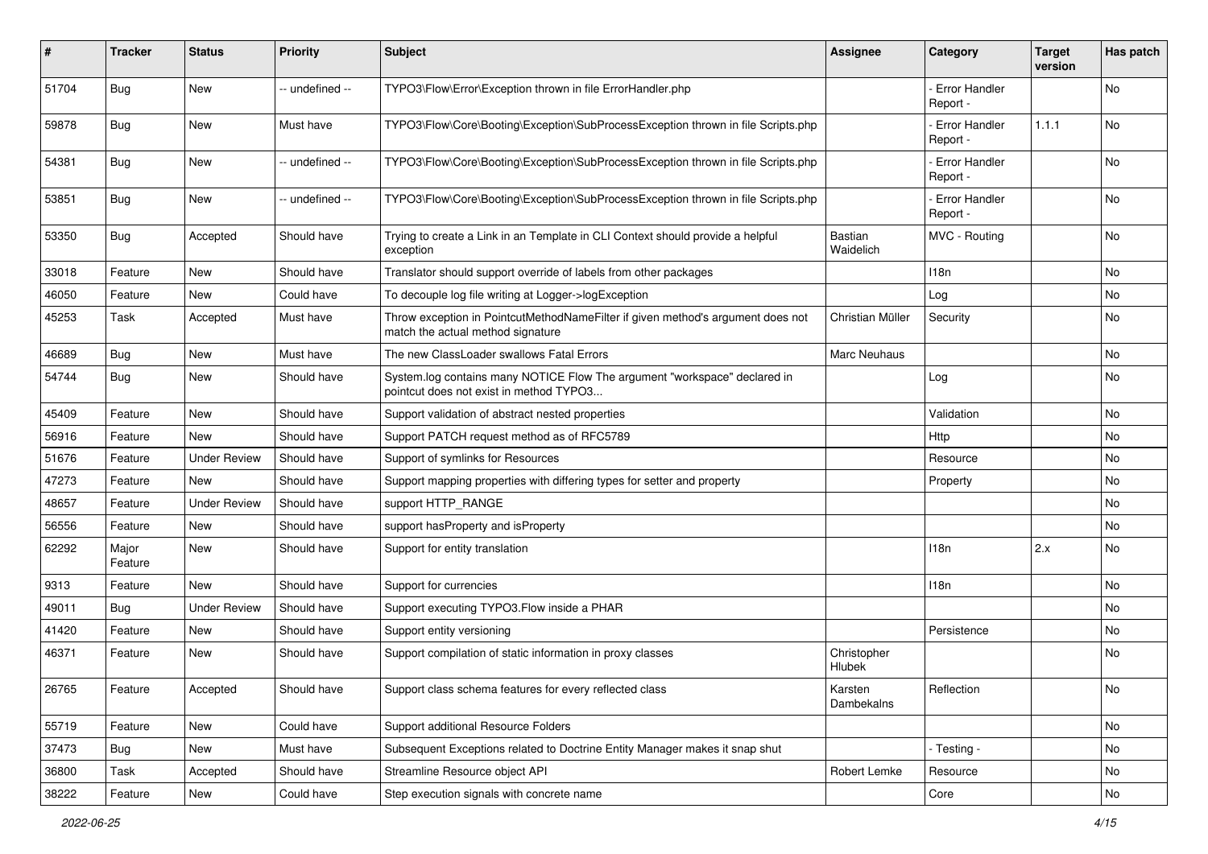| # | Tracker | Status | Priority | Subject | Assignee | Category | Target version | Has patch |
|---|---|---|---|---|---|---|---|---|
| 51704 | Bug | New | -- undefined -- | TYPO3\Flow\Error\Exception thrown in file ErrorHandler.php | | - Error Handler Report - | | No |
| 59878 | Bug | New | Must have | TYPO3\Flow\Core\Booting\Exception\SubProcessException thrown in file Scripts.php | | - Error Handler Report - | 1.1.1 | No |
| 54381 | Bug | New | -- undefined -- | TYPO3\Flow\Core\Booting\Exception\SubProcessException thrown in file Scripts.php | | - Error Handler Report - | | No |
| 53851 | Bug | New | -- undefined -- | TYPO3\Flow\Core\Booting\Exception\SubProcessException thrown in file Scripts.php | | - Error Handler Report - | | No |
| 53350 | Bug | Accepted | Should have | Trying to create a Link in an Template in CLI Context should provide a helpful exception | Bastian Waidelich | MVC - Routing | | No |
| 33018 | Feature | New | Should have | Translator should support override of labels from other packages | | I18n | | No |
| 46050 | Feature | New | Could have | To decouple log file writing at Logger->logException | | Log | | No |
| 45253 | Task | Accepted | Must have | Throw exception in PointcutMethodNameFilter if given method's argument does not match the actual method signature | Christian Müller | Security | | No |
| 46689 | Bug | New | Must have | The new ClassLoader swallows Fatal Errors | Marc Neuhaus | | | No |
| 54744 | Bug | New | Should have | System.log contains many NOTICE Flow The argument "workspace" declared in pointcut does not exist in method TYPO3... | | Log | | No |
| 45409 | Feature | New | Should have | Support validation of abstract nested properties | | Validation | | No |
| 56916 | Feature | New | Should have | Support PATCH request method as of RFC5789 | | Http | | No |
| 51676 | Feature | Under Review | Should have | Support of symlinks for Resources | | Resource | | No |
| 47273 | Feature | New | Should have | Support mapping properties with differing types for setter and property | | Property | | No |
| 48657 | Feature | Under Review | Should have | support HTTP_RANGE | | | | No |
| 56556 | Feature | New | Should have | support hasProperty and isProperty | | | | No |
| 62292 | Major Feature | New | Should have | Support for entity translation | | I18n | 2.x | No |
| 9313 | Feature | New | Should have | Support for currencies | | I18n | | No |
| 49011 | Bug | Under Review | Should have | Support executing TYPO3.Flow inside a PHAR | | | | No |
| 41420 | Feature | New | Should have | Support entity versioning | | Persistence | | No |
| 46371 | Feature | New | Should have | Support compilation of static information in proxy classes | Christopher Hlubek | | | No |
| 26765 | Feature | Accepted | Should have | Support class schema features for every reflected class | Karsten Dambekalns | Reflection | | No |
| 55719 | Feature | New | Could have | Support additional Resource Folders | | | | No |
| 37473 | Bug | New | Must have | Subsequent Exceptions related to Doctrine Entity Manager makes it snap shut | | - Testing - | | No |
| 36800 | Task | Accepted | Should have | Streamline Resource object API | Robert Lemke | Resource | | No |
| 38222 | Feature | New | Could have | Step execution signals with concrete name | | Core | | No |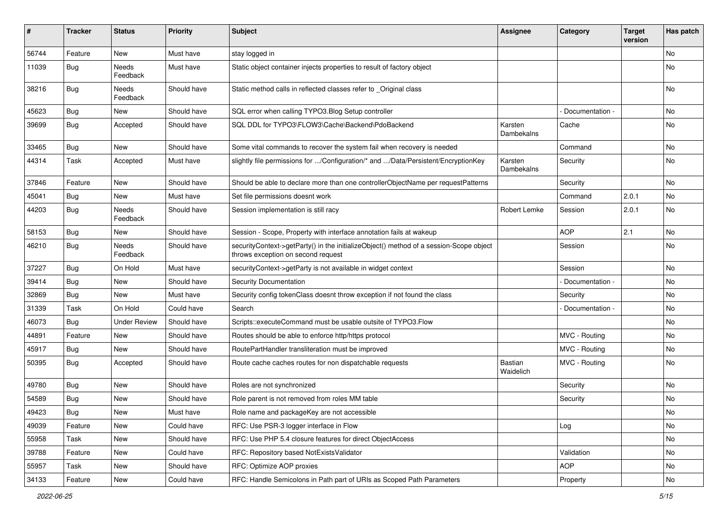| # | Tracker | Status | Priority | Subject | Assignee | Category | Target version | Has patch |
|---|---|---|---|---|---|---|---|---|
| 56744 | Feature | New | Must have | stay logged in | | | | No |
| 11039 | Bug | Needs Feedback | Must have | Static object container injects properties to result of factory object | | | | No |
| 38216 | Bug | Needs Feedback | Should have | Static method calls in reflected classes refer to _Original class | | | | No |
| 45623 | Bug | New | Should have | SQL error when calling TYPO3.Blog Setup controller | | - Documentation - | | No |
| 39699 | Bug | Accepted | Should have | SQL DDL for TYPO3\FLOW3\Cache\Backend\PdoBackend | Karsten Dambekalns | Cache | | No |
| 33465 | Bug | New | Should have | Some vital commands to recover the system fail when recovery is needed | | Command | | No |
| 44314 | Task | Accepted | Must have | slightly file permissions for .../Configuration/* and .../Data/Persistent/EncryptionKey | Karsten Dambekalns | Security | | No |
| 37846 | Feature | New | Should have | Should be able to declare more than one controllerObjectName per requestPatterns | | Security | | No |
| 45041 | Bug | New | Must have | Set file permissions doesnt work | | Command | 2.0.1 | No |
| 44203 | Bug | Needs Feedback | Should have | Session implementation is still racy | Robert Lemke | Session | 2.0.1 | No |
| 58153 | Bug | New | Should have | Session - Scope, Property with interface annotation fails at wakeup | | AOP | 2.1 | No |
| 46210 | Bug | Needs Feedback | Should have | securityContext->getParty() in the initializeObject() method of a session-Scope object throws exception on second request | | Session | | No |
| 37227 | Bug | On Hold | Must have | securityContext->getParty is not available in widget context | | Session | | No |
| 39414 | Bug | New | Should have | Security Documentation | | - Documentation - | | No |
| 32869 | Bug | New | Must have | Security config tokenClass doesnt throw exception if not found the class | | Security | | No |
| 31339 | Task | On Hold | Could have | Search | | - Documentation - | | No |
| 46073 | Bug | Under Review | Should have | Scripts::executeCommand must be usable outsite of TYPO3.Flow | | | | No |
| 44891 | Feature | New | Should have | Routes should be able to enforce http/https protocol | | MVC - Routing | | No |
| 45917 | Bug | New | Should have | RoutePartHandler transliteration must be improved | | MVC - Routing | | No |
| 50395 | Bug | Accepted | Should have | Route cache caches routes for non dispatchable requests | Bastian Waidelich | MVC - Routing | | No |
| 49780 | Bug | New | Should have | Roles are not synchronized | | Security | | No |
| 54589 | Bug | New | Should have | Role parent is not removed from roles MM table | | Security | | No |
| 49423 | Bug | New | Must have | Role name and packageKey are not accessible | | | | No |
| 49039 | Feature | New | Could have | RFC: Use PSR-3 logger interface in Flow | | Log | | No |
| 55958 | Task | New | Should have | RFC: Use PHP 5.4 closure features for direct ObjectAccess | | | | No |
| 39788 | Feature | New | Could have | RFC: Repository based NotExistsValidator | | Validation | | No |
| 55957 | Task | New | Should have | RFC: Optimize AOP proxies | | AOP | | No |
| 34133 | Feature | New | Could have | RFC: Handle Semicolons in Path part of URIs as Scoped Path Parameters | | Property | | No |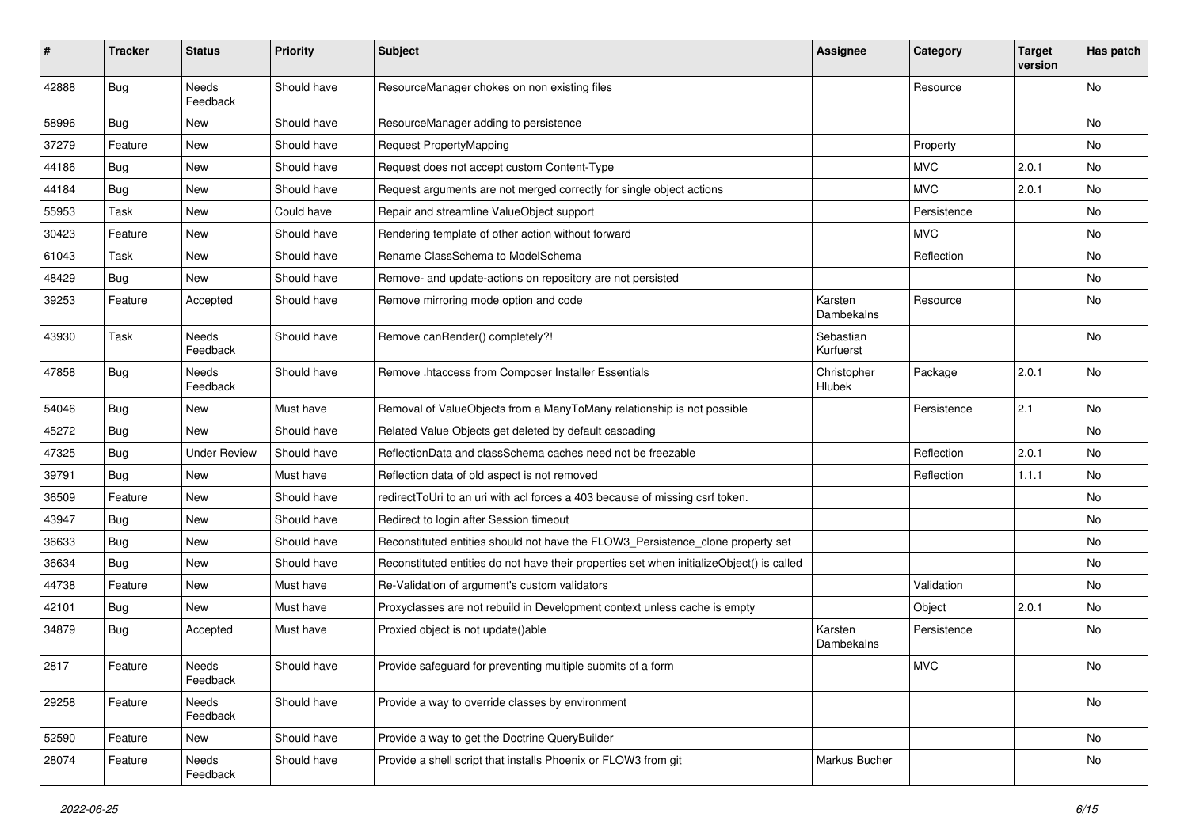| # | Tracker | Status | Priority | Subject | Assignee | Category | Target version | Has patch |
|---|---|---|---|---|---|---|---|---|
| 42888 | Bug | Needs Feedback | Should have | ResourceManager chokes on non existing files | | Resource | | No |
| 58996 | Bug | New | Should have | ResourceManager adding to persistence | | | | No |
| 37279 | Feature | New | Should have | Request PropertyMapping | | Property | | No |
| 44186 | Bug | New | Should have | Request does not accept custom Content-Type | | MVC | 2.0.1 | No |
| 44184 | Bug | New | Should have | Request arguments are not merged correctly for single object actions | | MVC | 2.0.1 | No |
| 55953 | Task | New | Could have | Repair and streamline ValueObject support | | Persistence | | No |
| 30423 | Feature | New | Should have | Rendering template of other action without forward | | MVC | | No |
| 61043 | Task | New | Should have | Rename ClassSchema to ModelSchema | | Reflection | | No |
| 48429 | Bug | New | Should have | Remove- and update-actions on repository are not persisted | | | | No |
| 39253 | Feature | Accepted | Should have | Remove mirroring mode option and code | Karsten Dambekalns | Resource | | No |
| 43930 | Task | Needs Feedback | Should have | Remove canRender() completely?! | Sebastian Kurfuerst | | | No |
| 47858 | Bug | Needs Feedback | Should have | Remove .htaccess from Composer Installer Essentials | Christopher Hlubek | Package | 2.0.1 | No |
| 54046 | Bug | New | Must have | Removal of ValueObjects from a ManyToMany relationship is not possible | | Persistence | 2.1 | No |
| 45272 | Bug | New | Should have | Related Value Objects get deleted by default cascading | | | | No |
| 47325 | Bug | Under Review | Should have | ReflectionData and classSchema caches need not be freezable | | Reflection | 2.0.1 | No |
| 39791 | Bug | New | Must have | Reflection data of old aspect is not removed | | Reflection | 1.1.1 | No |
| 36509 | Feature | New | Should have | redirectToUri to an uri with acl forces a 403 because of missing csrf token. | | | | No |
| 43947 | Bug | New | Should have | Redirect to login after Session timeout | | | | No |
| 36633 | Bug | New | Should have | Reconstituted entities should not have the FLOW3_Persistence_clone property set | | | | No |
| 36634 | Bug | New | Should have | Reconstituted entities do not have their properties set when initializeObject() is called | | | | No |
| 44738 | Feature | New | Must have | Re-Validation of argument's custom validators | | Validation | | No |
| 42101 | Bug | New | Must have | Proxyclasses are not rebuild in Development context unless cache is empty | | Object | 2.0.1 | No |
| 34879 | Bug | Accepted | Must have | Proxied object is not update()able | Karsten Dambekalns | Persistence | | No |
| 2817 | Feature | Needs Feedback | Should have | Provide safeguard for preventing multiple submits of a form | | MVC | | No |
| 29258 | Feature | Needs Feedback | Should have | Provide a way to override classes by environment | | | | No |
| 52590 | Feature | New | Should have | Provide a way to get the Doctrine QueryBuilder | | | | No |
| 28074 | Feature | Needs Feedback | Should have | Provide a shell script that installs Phoenix or FLOW3 from git | Markus Bucher | | | No |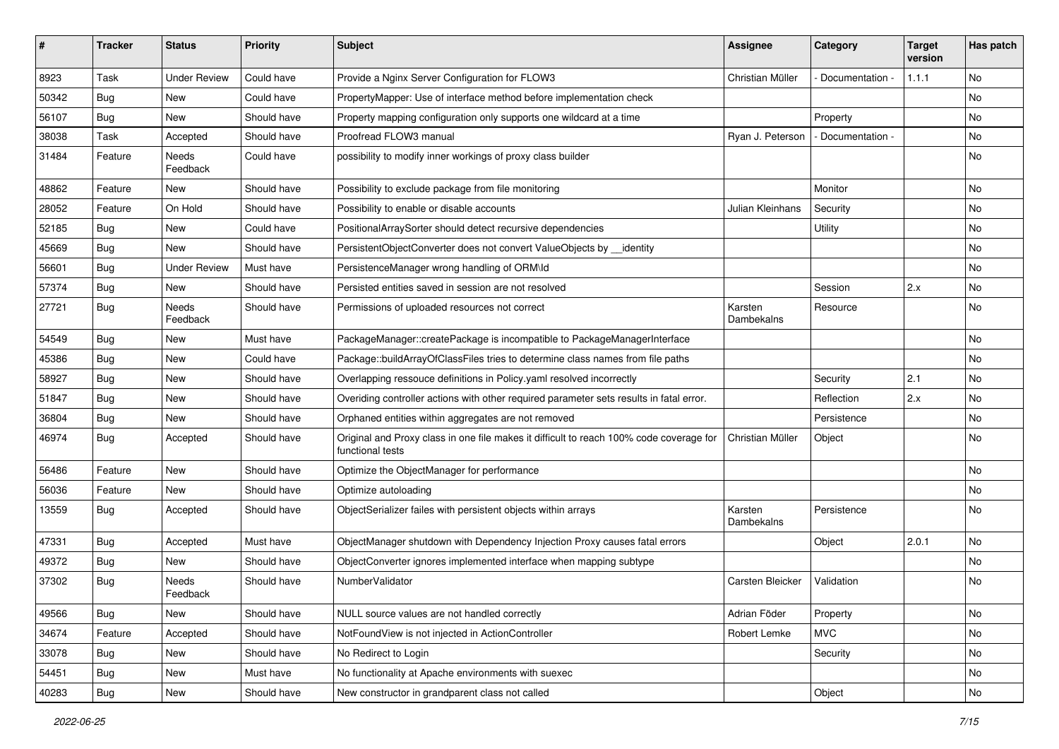| # | Tracker | Status | Priority | Subject | Assignee | Category | Target version | Has patch |
|---|---|---|---|---|---|---|---|---|
| 8923 | Task | Under Review | Could have | Provide a Nginx Server Configuration for FLOW3 | Christian Müller | - Documentation - | 1.1.1 | No |
| 50342 | Bug | New | Could have | PropertyMapper: Use of interface method before implementation check | | | | No |
| 56107 | Bug | New | Should have | Property mapping configuration only supports one wildcard at a time | | Property | | No |
| 38038 | Task | Accepted | Should have | Proofread FLOW3 manual | Ryan J. Peterson | - Documentation - | | No |
| 31484 | Feature | Needs Feedback | Could have | possibility to modify inner workings of proxy class builder | | | | No |
| 48862 | Feature | New | Should have | Possibility to exclude package from file monitoring | | Monitor | | No |
| 28052 | Feature | On Hold | Should have | Possibility to enable or disable accounts | Julian Kleinhans | Security | | No |
| 52185 | Bug | New | Could have | PositionalArraySorter should detect recursive dependencies | | Utility | | No |
| 45669 | Bug | New | Should have | PersistentObjectConverter does not convert ValueObjects by __identity | | | | No |
| 56601 | Bug | Under Review | Must have | PersistenceManager wrong handling of ORM\Id | | | | No |
| 57374 | Bug | New | Should have | Persisted entities saved in session are not resolved | | Session | 2.x | No |
| 27721 | Bug | Needs Feedback | Should have | Permissions of uploaded resources not correct | Karsten Dambekalns | Resource | | No |
| 54549 | Bug | New | Must have | PackageManager::createPackage is incompatible to PackageManagerInterface | | | | No |
| 45386 | Bug | New | Could have | Package::buildArrayOfClassFiles tries to determine class names from file paths | | | | No |
| 58927 | Bug | New | Should have | Overlapping ressouce definitions in Policy.yaml resolved incorrectly | | Security | 2.1 | No |
| 51847 | Bug | New | Should have | Overiding controller actions with other required parameter sets results in fatal error. | | Reflection | 2.x | No |
| 36804 | Bug | New | Should have | Orphaned entities within aggregates are not removed | | Persistence | | No |
| 46974 | Bug | Accepted | Should have | Original and Proxy class in one file makes it difficult to reach 100% code coverage for functional tests | Christian Müller | Object | | No |
| 56486 | Feature | New | Should have | Optimize the ObjectManager for performance | | | | No |
| 56036 | Feature | New | Should have | Optimize autoloading | | | | No |
| 13559 | Bug | Accepted | Should have | ObjectSerializer failes with persistent objects within arrays | Karsten Dambekalns | Persistence | | No |
| 47331 | Bug | Accepted | Must have | ObjectManager shutdown with Dependency Injection Proxy causes fatal errors | | Object | 2.0.1 | No |
| 49372 | Bug | New | Should have | ObjectConverter ignores implemented interface when mapping subtype | | | | No |
| 37302 | Bug | Needs Feedback | Should have | NumberValidator | Carsten Bleicker | Validation | | No |
| 49566 | Bug | New | Should have | NULL source values are not handled correctly | Adrian Föder | Property | | No |
| 34674 | Feature | Accepted | Should have | NotFoundView is not injected in ActionController | Robert Lemke | MVC | | No |
| 33078 | Bug | New | Should have | No Redirect to Login | | Security | | No |
| 54451 | Bug | New | Must have | No functionality at Apache environments with suexec | | | | No |
| 40283 | Bug | New | Should have | New constructor in grandparent class not called | | Object | | No |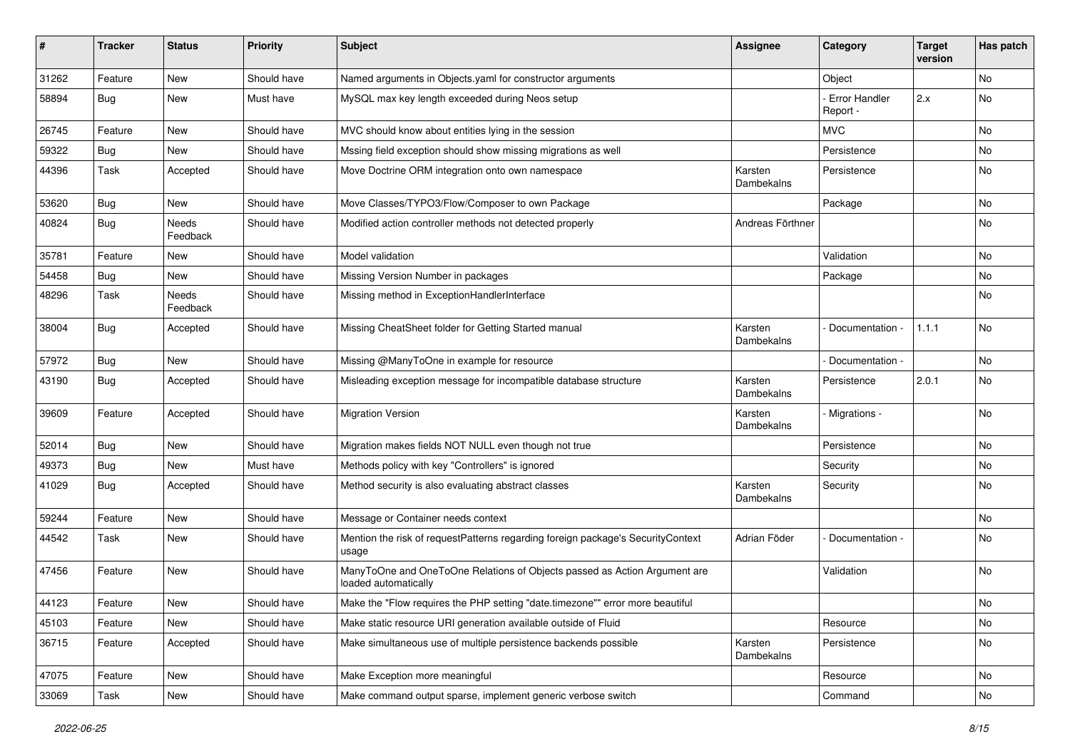| # | Tracker | Status | Priority | Subject | Assignee | Category | Target version | Has patch |
|---|---|---|---|---|---|---|---|---|
| 31262 | Feature | New | Should have | Named arguments in Objects.yaml for constructor arguments | | Object | | No |
| 58894 | Bug | New | Must have | MySQL max key length exceeded during Neos setup | | - Error Handler Report - | 2.x | No |
| 26745 | Feature | New | Should have | MVC should know about entities lying in the session | | MVC | | No |
| 59322 | Bug | New | Should have | Mssing field exception should show missing migrations as well | | Persistence | | No |
| 44396 | Task | Accepted | Should have | Move Doctrine ORM integration onto own namespace | Karsten Dambekalns | Persistence | | No |
| 53620 | Bug | New | Should have | Move Classes/TYPO3/Flow/Composer to own Package | | Package | | No |
| 40824 | Bug | Needs Feedback | Should have | Modified action controller methods not detected properly | Andreas Förthner | | | No |
| 35781 | Feature | New | Should have | Model validation | | Validation | | No |
| 54458 | Bug | New | Should have | Missing Version Number in packages | | Package | | No |
| 48296 | Task | Needs Feedback | Should have | Missing method in ExceptionHandlerInterface | | | | No |
| 38004 | Bug | Accepted | Should have | Missing CheatSheet folder for Getting Started manual | Karsten Dambekalns | - Documentation - | 1.1.1 | No |
| 57972 | Bug | New | Should have | Missing @ManyToOne in example for resource | | - Documentation - | | No |
| 43190 | Bug | Accepted | Should have | Misleading exception message for incompatible database structure | Karsten Dambekalns | Persistence | 2.0.1 | No |
| 39609 | Feature | Accepted | Should have | Migration Version | Karsten Dambekalns | - Migrations - | | No |
| 52014 | Bug | New | Should have | Migration makes fields NOT NULL even though not true | | Persistence | | No |
| 49373 | Bug | New | Must have | Methods policy with key "Controllers" is ignored | | Security | | No |
| 41029 | Bug | Accepted | Should have | Method security is also evaluating abstract classes | Karsten Dambekalns | Security | | No |
| 59244 | Feature | New | Should have | Message or Container needs context | | | | No |
| 44542 | Task | New | Should have | Mention the risk of requestPatterns regarding foreign package's SecurityContext usage | Adrian Föder | - Documentation - | | No |
| 47456 | Feature | New | Should have | ManyToOne and OneToOne Relations of Objects passed as Action Argument are loaded automatically | | Validation | | No |
| 44123 | Feature | New | Should have | Make the "Flow requires the PHP setting "date.timezone"" error more beautiful | | | | No |
| 45103 | Feature | New | Should have | Make static resource URI generation available outside of Fluid | | Resource | | No |
| 36715 | Feature | Accepted | Should have | Make simultaneous use of multiple persistence backends possible | Karsten Dambekalns | Persistence | | No |
| 47075 | Feature | New | Should have | Make Exception more meaningful | | Resource | | No |
| 33069 | Task | New | Should have | Make command output sparse, implement generic verbose switch | | Command | | No |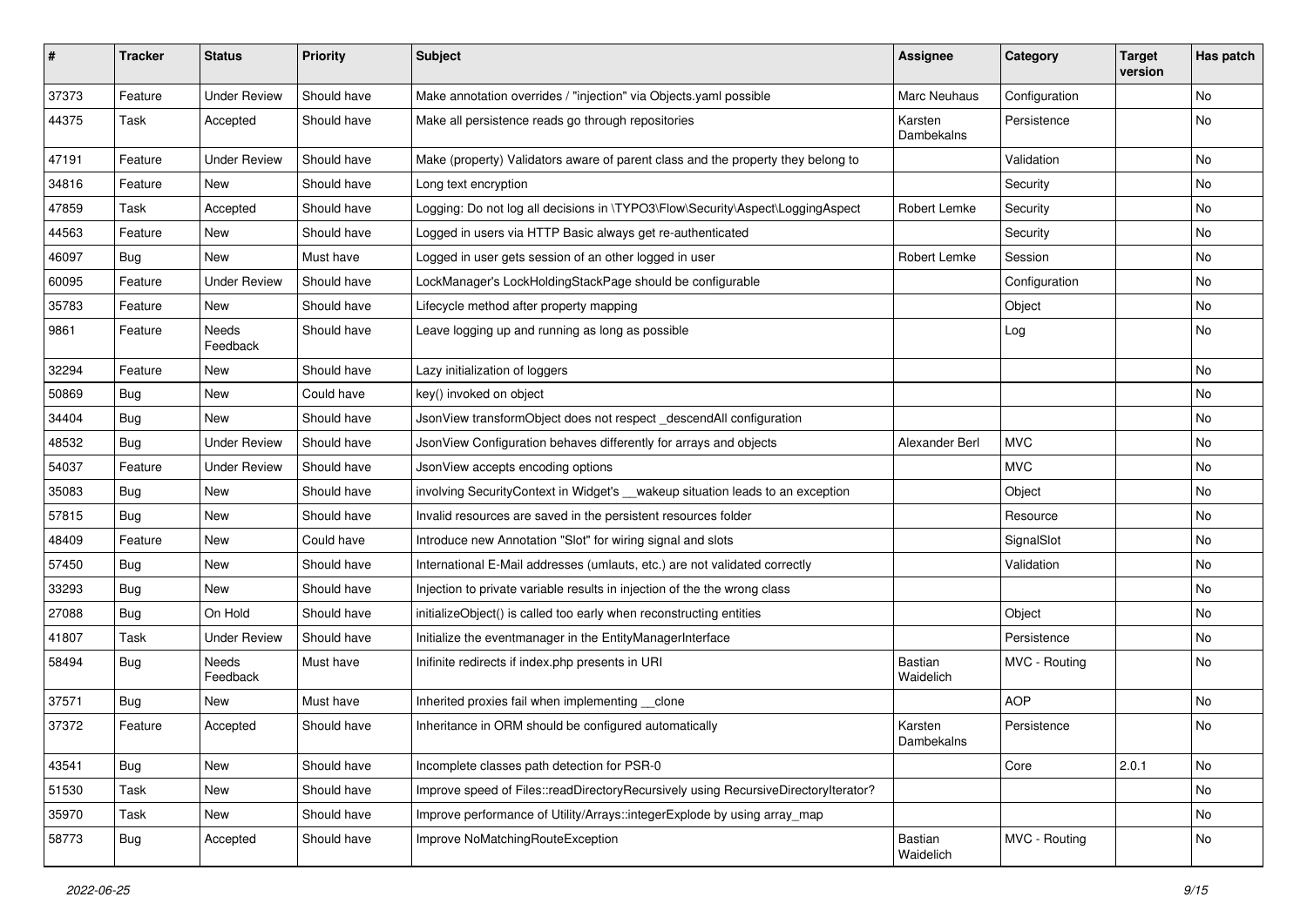| # | Tracker | Status | Priority | Subject | Assignee | Category | Target version | Has patch |
|---|---|---|---|---|---|---|---|---|
| 37373 | Feature | Under Review | Should have | Make annotation overrides / "injection" via Objects.yaml possible | Marc Neuhaus | Configuration | | No |
| 44375 | Task | Accepted | Should have | Make all persistence reads go through repositories | Karsten Dambekalns | Persistence | | No |
| 47191 | Feature | Under Review | Should have | Make (property) Validators aware of parent class and the property they belong to | | Validation | | No |
| 34816 | Feature | New | Should have | Long text encryption | | Security | | No |
| 47859 | Task | Accepted | Should have | Logging: Do not log all decisions in \TYPO3\Flow\Security\Aspect\LoggingAspect | Robert Lemke | Security | | No |
| 44563 | Feature | New | Should have | Logged in users via HTTP Basic always get re-authenticated | | Security | | No |
| 46097 | Bug | New | Must have | Logged in user gets session of an other logged in user | Robert Lemke | Session | | No |
| 60095 | Feature | Under Review | Should have | LockManager's LockHoldingStackPage should be configurable | | Configuration | | No |
| 35783 | Feature | New | Should have | Lifecycle method after property mapping | | Object | | No |
| 9861 | Feature | Needs Feedback | Should have | Leave logging up and running as long as possible | | Log | | No |
| 32294 | Feature | New | Should have | Lazy initialization of loggers | | | | No |
| 50869 | Bug | New | Could have | key() invoked on object | | | | No |
| 34404 | Bug | New | Should have | JsonView transformObject does not respect _descendAll configuration | | | | No |
| 48532 | Bug | Under Review | Should have | JsonView Configuration behaves differently for arrays and objects | Alexander Berl | MVC | | No |
| 54037 | Feature | Under Review | Should have | JsonView accepts encoding options | | MVC | | No |
| 35083 | Bug | New | Should have | involving SecurityContext in Widget's __wakeup situation leads to an exception | | Object | | No |
| 57815 | Bug | New | Should have | Invalid resources are saved in the persistent resources folder | | Resource | | No |
| 48409 | Feature | New | Could have | Introduce new Annotation "Slot" for wiring signal and slots | | SignalSlot | | No |
| 57450 | Bug | New | Should have | International E-Mail addresses (umlauts, etc.) are not validated correctly | | Validation | | No |
| 33293 | Bug | New | Should have | Injection to private variable results in injection of the the wrong class | | | | No |
| 27088 | Bug | On Hold | Should have | initializeObject() is called too early when reconstructing entities | | Object | | No |
| 41807 | Task | Under Review | Should have | Initialize the eventmanager in the EntityManagerInterface | | Persistence | | No |
| 58494 | Bug | Needs Feedback | Must have | Inifinite redirects if index.php presents in URI | Bastian Waidelich | MVC - Routing | | No |
| 37571 | Bug | New | Must have | Inherited proxies fail when implementing __clone | | AOP | | No |
| 37372 | Feature | Accepted | Should have | Inheritance in ORM should be configured automatically | Karsten Dambekalns | Persistence | | No |
| 43541 | Bug | New | Should have | Incomplete classes path detection for PSR-0 | | Core | 2.0.1 | No |
| 51530 | Task | New | Should have | Improve speed of Files::readDirectoryRecursively using RecursiveDirectoryIterator? | | | | No |
| 35970 | Task | New | Should have | Improve performance of Utility/Arrays::integerExplode by using array_map | | | | No |
| 58773 | Bug | Accepted | Should have | Improve NoMatchingRouteException | Bastian Waidelich | MVC - Routing | | No |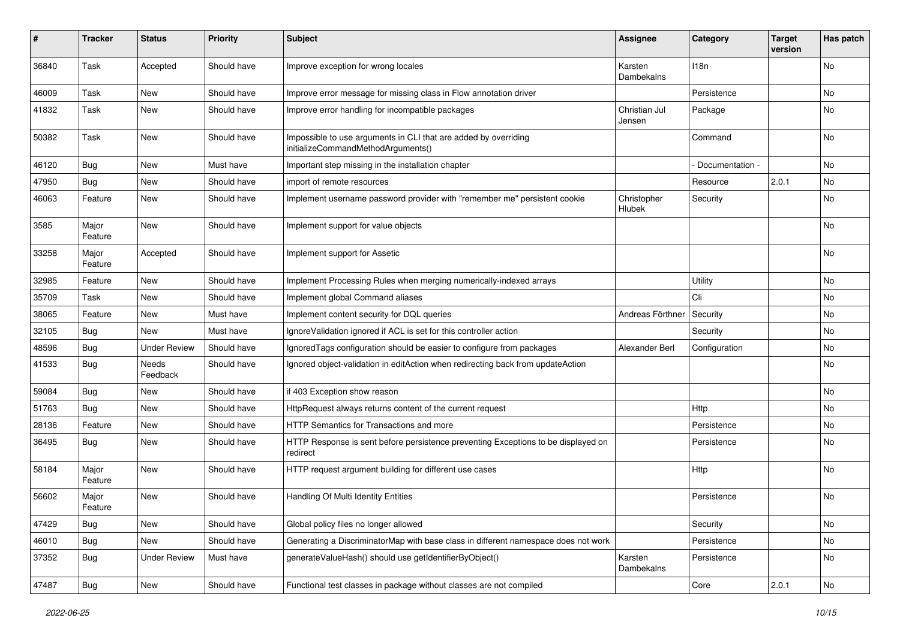| # | Tracker | Status | Priority | Subject | Assignee | Category | Target version | Has patch |
|---|---|---|---|---|---|---|---|---|
| 36840 | Task | Accepted | Should have | Improve exception for wrong locales | Karsten Dambekalns | I18n | | No |
| 46009 | Task | New | Should have | Improve error message for missing class in Flow annotation driver | | Persistence | | No |
| 41832 | Task | New | Should have | Improve error handling for incompatible packages | Christian Jul Jensen | Package | | No |
| 50382 | Task | New | Should have | Impossible to use arguments in CLI that are added by overriding initializeCommandMethodArguments() | | Command | | No |
| 46120 | Bug | New | Must have | Important step missing in the installation chapter | | - Documentation - | | No |
| 47950 | Bug | New | Should have | import of remote resources | | Resource | 2.0.1 | No |
| 46063 | Feature | New | Should have | Implement username password provider with "remember me" persistent cookie | Christopher Hlubek | Security | | No |
| 3585 | Major Feature | New | Should have | Implement support for value objects | | | | No |
| 33258 | Major Feature | Accepted | Should have | Implement support for Assetic | | | | No |
| 32985 | Feature | New | Should have | Implement Processing Rules when merging numerically-indexed arrays | | Utility | | No |
| 35709 | Task | New | Should have | Implement global Command aliases | | Cli | | No |
| 38065 | Feature | New | Must have | Implement content security for DQL queries | Andreas Förthner | Security | | No |
| 32105 | Bug | New | Must have | IgnoreValidation ignored if ACL is set for this controller action | | Security | | No |
| 48596 | Bug | Under Review | Should have | IgnoredTags configuration should be easier to configure from packages | Alexander Berl | Configuration | | No |
| 41533 | Bug | Needs Feedback | Should have | Ignored object-validation in editAction when redirecting back from updateAction | | | | No |
| 59084 | Bug | New | Should have | if 403 Exception show reason | | | | No |
| 51763 | Bug | New | Should have | HttpRequest always returns content of the current request | | Http | | No |
| 28136 | Feature | New | Should have | HTTP Semantics for Transactions and more | | Persistence | | No |
| 36495 | Bug | New | Should have | HTTP Response is sent before persistence preventing Exceptions to be displayed on redirect | | Persistence | | No |
| 58184 | Major Feature | New | Should have | HTTP request argument building for different use cases | | Http | | No |
| 56602 | Major Feature | New | Should have | Handling Of Multi Identity Entities | | Persistence | | No |
| 47429 | Bug | New | Should have | Global policy files no longer allowed | | Security | | No |
| 46010 | Bug | New | Should have | Generating a DiscriminatorMap with base class in different namespace does not work | | Persistence | | No |
| 37352 | Bug | Under Review | Must have | generateValueHash() should use getIdentifierByObject() | Karsten Dambekalns | Persistence | | No |
| 47487 | Bug | New | Should have | Functional test classes in package without classes are not compiled | | Core | 2.0.1 | No |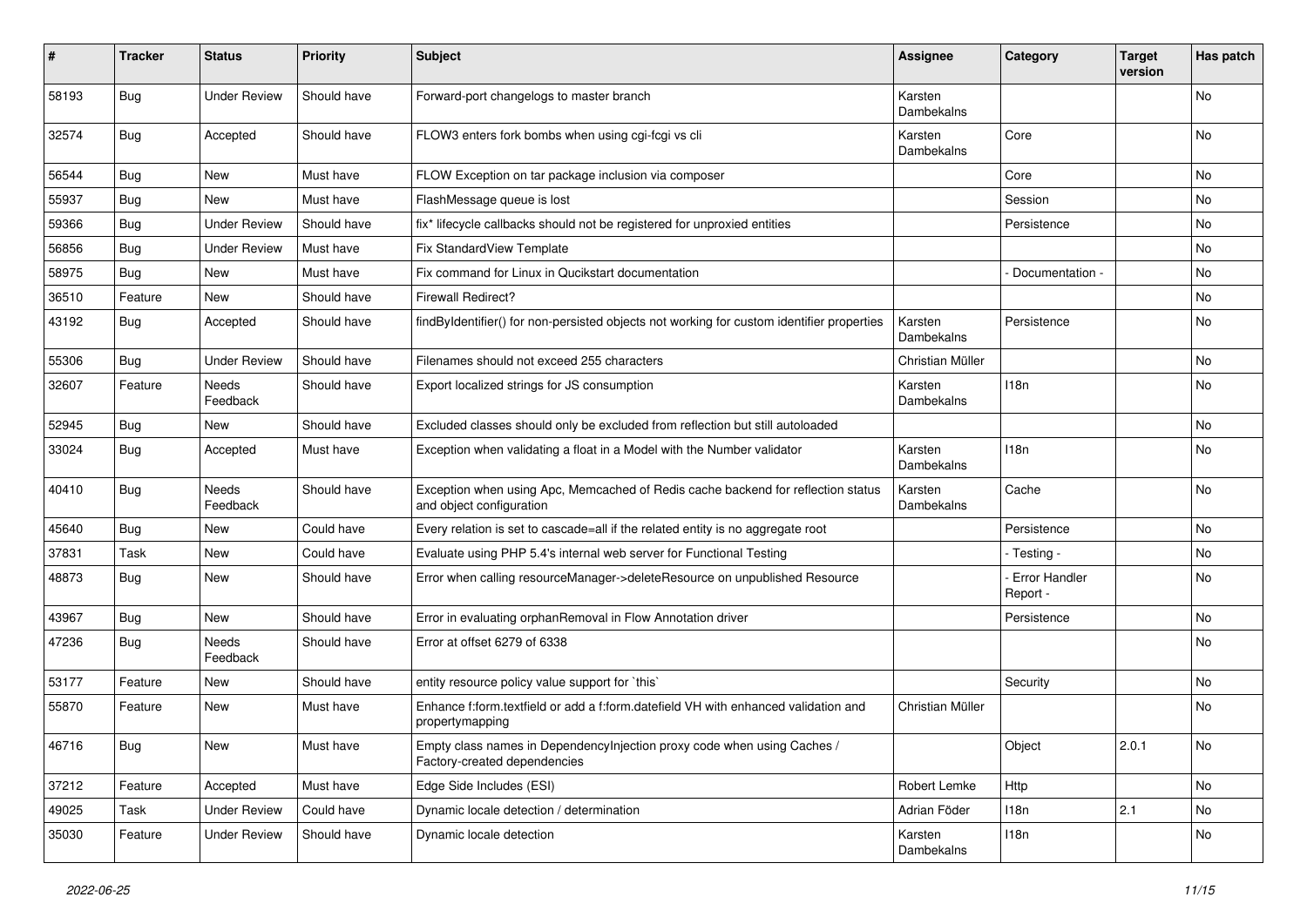| # | Tracker | Status | Priority | Subject | Assignee | Category | Target version | Has patch |
|---|---|---|---|---|---|---|---|---|
| 58193 | Bug | Under Review | Should have | Forward-port changelogs to master branch | Karsten Dambekalns | | | No |
| 32574 | Bug | Accepted | Should have | FLOW3 enters fork bombs when using cgi-fcgi vs cli | Karsten Dambekalns | Core | | No |
| 56544 | Bug | New | Must have | FLOW Exception on tar package inclusion via composer | | Core | | No |
| 55937 | Bug | New | Must have | FlashMessage queue is lost | | Session | | No |
| 59366 | Bug | Under Review | Should have | fix* lifecycle callbacks should not be registered for unproxied entities | | Persistence | | No |
| 56856 | Bug | Under Review | Must have | Fix StandardView Template | | | | No |
| 58975 | Bug | New | Must have | Fix command for Linux in Qucikstart documentation | | - Documentation - | | No |
| 36510 | Feature | New | Should have | Firewall Redirect? | | | | No |
| 43192 | Bug | Accepted | Should have | findByIdentifier() for non-persisted objects not working for custom identifier properties | Karsten Dambekalns | Persistence | | No |
| 55306 | Bug | Under Review | Should have | Filenames should not exceed 255 characters | Christian Müller | | | No |
| 32607 | Feature | Needs Feedback | Should have | Export localized strings for JS consumption | Karsten Dambekalns | I18n | | No |
| 52945 | Bug | New | Should have | Excluded classes should only be excluded from reflection but still autoloaded | | | | No |
| 33024 | Bug | Accepted | Must have | Exception when validating a float in a Model with the Number validator | Karsten Dambekalns | I18n | | No |
| 40410 | Bug | Needs Feedback | Should have | Exception when using Apc, Memcached of Redis cache backend for reflection status and object configuration | Karsten Dambekalns | Cache | | No |
| 45640 | Bug | New | Could have | Every relation is set to cascade=all if the related entity is no aggregate root | | Persistence | | No |
| 37831 | Task | New | Could have | Evaluate using PHP 5.4's internal web server for Functional Testing | | - Testing - | | No |
| 48873 | Bug | New | Should have | Error when calling resourceManager->deleteResource on unpublished Resource | | - Error Handler Report - | | No |
| 43967 | Bug | New | Should have | Error in evaluating orphanRemoval in Flow Annotation driver | | Persistence | | No |
| 47236 | Bug | Needs Feedback | Should have | Error at offset 6279 of 6338 | | | | No |
| 53177 | Feature | New | Should have | entity resource policy value support for `this` | | Security | | No |
| 55870 | Feature | New | Must have | Enhance f:form.textfield or add a f:form.datefield VH with enhanced validation and propertymapping | Christian Müller | | | No |
| 46716 | Bug | New | Must have | Empty class names in DependencyInjection proxy code when using Caches / Factory-created dependencies | | Object | 2.0.1 | No |
| 37212 | Feature | Accepted | Must have | Edge Side Includes (ESI) | Robert Lemke | Http | | No |
| 49025 | Task | Under Review | Could have | Dynamic locale detection / determination | Adrian Föder | I18n | 2.1 | No |
| 35030 | Feature | Under Review | Should have | Dynamic locale detection | Karsten Dambekalns | I18n | | No |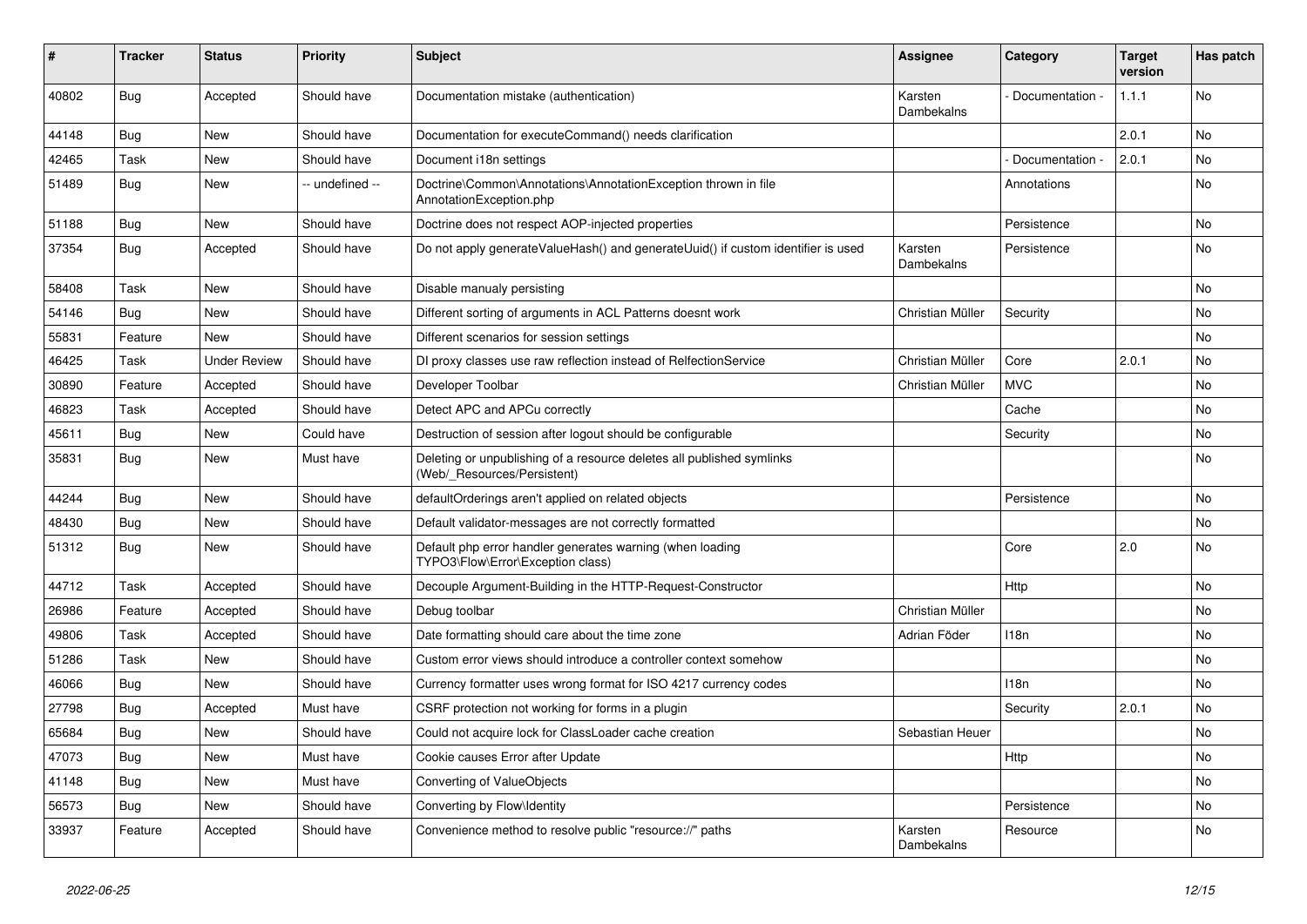| # | Tracker | Status | Priority | Subject | Assignee | Category | Target version | Has patch |
|---|---|---|---|---|---|---|---|---|
| 40802 | Bug | Accepted | Should have | Documentation mistake (authentication) | Karsten Dambekalns | - Documentation - | 1.1.1 | No |
| 44148 | Bug | New | Should have | Documentation for executeCommand() needs clarification | | | 2.0.1 | No |
| 42465 | Task | New | Should have | Document i18n settings | | - Documentation - | 2.0.1 | No |
| 51489 | Bug | New | -- undefined -- | Doctrine\Common\Annotations\AnnotationException thrown in file AnnotationException.php | | Annotations | | No |
| 51188 | Bug | New | Should have | Doctrine does not respect AOP-injected properties | | Persistence | | No |
| 37354 | Bug | Accepted | Should have | Do not apply generateValueHash() and generateUuid() if custom identifier is used | Karsten Dambekalns | Persistence | | No |
| 58408 | Task | New | Should have | Disable manualy persisting | | | | No |
| 54146 | Bug | New | Should have | Different sorting of arguments in ACL Patterns doesnt work | Christian Müller | Security | | No |
| 55831 | Feature | New | Should have | Different scenarios for session settings | | | | No |
| 46425 | Task | Under Review | Should have | DI proxy classes use raw reflection instead of RelfectionService | Christian Müller | Core | 2.0.1 | No |
| 30890 | Feature | Accepted | Should have | Developer Toolbar | Christian Müller | MVC | | No |
| 46823 | Task | Accepted | Should have | Detect APC and APCu correctly | | Cache | | No |
| 45611 | Bug | New | Could have | Destruction of session after logout should be configurable | | Security | | No |
| 35831 | Bug | New | Must have | Deleting or unpublishing of a resource deletes all published symlinks (Web/_Resources/Persistent) | | | | No |
| 44244 | Bug | New | Should have | defaultOrderings aren't applied on related objects | | Persistence | | No |
| 48430 | Bug | New | Should have | Default validator-messages are not correctly formatted | | | | No |
| 51312 | Bug | New | Should have | Default php error handler generates warning (when loading TYPO3\Flow\Error\Exception class) | | Core | 2.0 | No |
| 44712 | Task | Accepted | Should have | Decouple Argument-Building in the HTTP-Request-Constructor | | Http | | No |
| 26986 | Feature | Accepted | Should have | Debug toolbar | Christian Müller | | | No |
| 49806 | Task | Accepted | Should have | Date formatting should care about the time zone | Adrian Föder | I18n | | No |
| 51286 | Task | New | Should have | Custom error views should introduce a controller context somehow | | | | No |
| 46066 | Bug | New | Should have | Currency formatter uses wrong format for ISO 4217 currency codes | | I18n | | No |
| 27798 | Bug | Accepted | Must have | CSRF protection not working for forms in a plugin | | Security | 2.0.1 | No |
| 65684 | Bug | New | Should have | Could not acquire lock for ClassLoader cache creation | Sebastian Heuer | | | No |
| 47073 | Bug | New | Must have | Cookie causes Error after Update | | Http | | No |
| 41148 | Bug | New | Must have | Converting of ValueObjects | | | | No |
| 56573 | Bug | New | Should have | Converting by Flow\Identity | | Persistence | | No |
| 33937 | Feature | Accepted | Should have | Convenience method to resolve public "resource://" paths | Karsten Dambekalns | Resource | | No |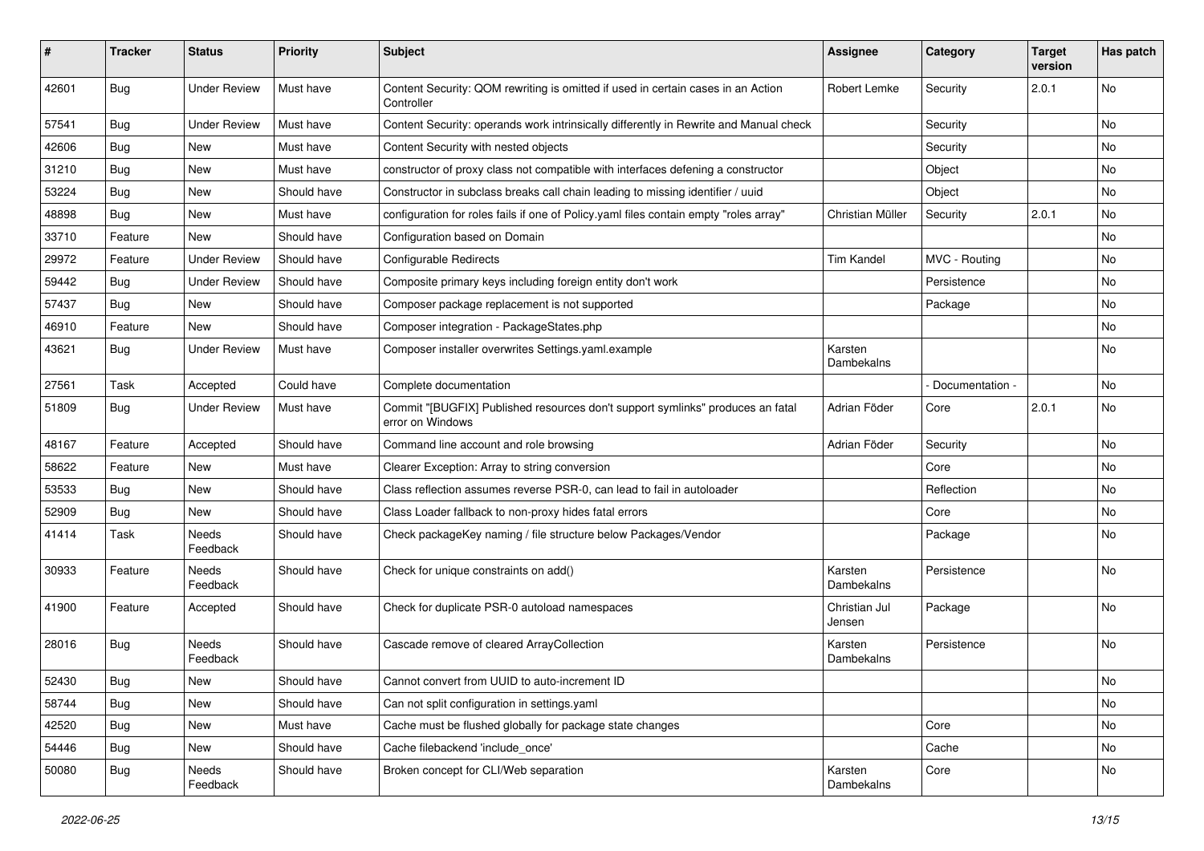| # | Tracker | Status | Priority | Subject | Assignee | Category | Target version | Has patch |
|---|---|---|---|---|---|---|---|---|
| 42601 | Bug | Under Review | Must have | Content Security: QOM rewriting is omitted if used in certain cases in an Action Controller | Robert Lemke | Security | 2.0.1 | No |
| 57541 | Bug | Under Review | Must have | Content Security: operands work intrinsically differently in Rewrite and Manual check | | Security | | No |
| 42606 | Bug | New | Must have | Content Security with nested objects | | Security | | No |
| 31210 | Bug | New | Must have | constructor of proxy class not compatible with interfaces defening a constructor | | Object | | No |
| 53224 | Bug | New | Should have | Constructor in subclass breaks call chain leading to missing identifier / uuid | | Object | | No |
| 48898 | Bug | New | Must have | configuration for roles fails if one of Policy.yaml files contain empty "roles array" | Christian Müller | Security | 2.0.1 | No |
| 33710 | Feature | New | Should have | Configuration based on Domain | | | | No |
| 29972 | Feature | Under Review | Should have | Configurable Redirects | Tim Kandel | MVC - Routing | | No |
| 59442 | Bug | Under Review | Should have | Composite primary keys including foreign entity don't work | | Persistence | | No |
| 57437 | Bug | New | Should have | Composer package replacement is not supported | | Package | | No |
| 46910 | Feature | New | Should have | Composer integration - PackageStates.php | | | | No |
| 43621 | Bug | Under Review | Must have | Composer installer overwrites Settings.yaml.example | Karsten Dambekalns | | | No |
| 27561 | Task | Accepted | Could have | Complete documentation | | - Documentation - | | No |
| 51809 | Bug | Under Review | Must have | Commit "[BUGFIX] Published resources don't support symlinks" produces an fatal error on Windows | Adrian Föder | Core | 2.0.1 | No |
| 48167 | Feature | Accepted | Should have | Command line account and role browsing | Adrian Föder | Security | | No |
| 58622 | Feature | New | Must have | Clearer Exception: Array to string conversion | | Core | | No |
| 53533 | Bug | New | Should have | Class reflection assumes reverse PSR-0, can lead to fail in autoloader | | Reflection | | No |
| 52909 | Bug | New | Should have | Class Loader fallback to non-proxy hides fatal errors | | Core | | No |
| 41414 | Task | Needs Feedback | Should have | Check packageKey naming / file structure below Packages/Vendor | | Package | | No |
| 30933 | Feature | Needs Feedback | Should have | Check for unique constraints on add() | Karsten Dambekalns | Persistence | | No |
| 41900 | Feature | Accepted | Should have | Check for duplicate PSR-0 autoload namespaces | Christian Jul Jensen | Package | | No |
| 28016 | Bug | Needs Feedback | Should have | Cascade remove of cleared ArrayCollection | Karsten Dambekalns | Persistence | | No |
| 52430 | Bug | New | Should have | Cannot convert from UUID to auto-increment ID | | | | No |
| 58744 | Bug | New | Should have | Can not split configuration in settings.yaml | | | | No |
| 42520 | Bug | New | Must have | Cache must be flushed globally for package state changes | | Core | | No |
| 54446 | Bug | New | Should have | Cache filebackend 'include_once' | | Cache | | No |
| 50080 | Bug | Needs Feedback | Should have | Broken concept for CLI/Web separation | Karsten Dambekalns | Core | | No |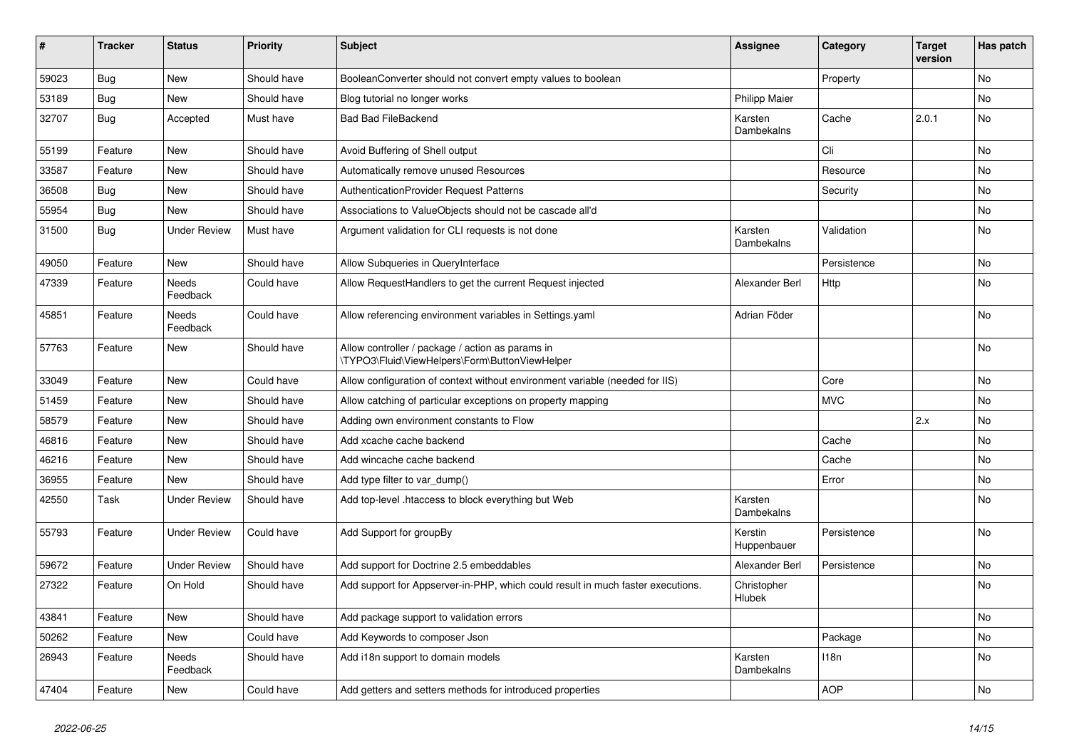| # | Tracker | Status | Priority | Subject | Assignee | Category | Target version | Has patch |
|---|---|---|---|---|---|---|---|---|
| 59023 | Bug | New | Should have | BooleanConverter should not convert empty values to boolean | | Property | | No |
| 53189 | Bug | New | Should have | Blog tutorial no longer works | Philipp Maier | | | No |
| 32707 | Bug | Accepted | Must have | Bad Bad FileBackend | Karsten Dambekalns | Cache | 2.0.1 | No |
| 55199 | Feature | New | Should have | Avoid Buffering of Shell output | | Cli | | No |
| 33587 | Feature | New | Should have | Automatically remove unused Resources | | Resource | | No |
| 36508 | Bug | New | Should have | AuthenticationProvider Request Patterns | | Security | | No |
| 55954 | Bug | New | Should have | Associations to ValueObjects should not be cascade all'd | | | | No |
| 31500 | Bug | Under Review | Must have | Argument validation for CLI requests is not done | Karsten Dambekalns | Validation | | No |
| 49050 | Feature | New | Should have | Allow Subqueries in QueryInterface | | Persistence | | No |
| 47339 | Feature | Needs Feedback | Could have | Allow RequestHandlers to get the current Request injected | Alexander Berl | Http | | No |
| 45851 | Feature | Needs Feedback | Could have | Allow referencing environment variables in Settings.yaml | Adrian Föder | | | No |
| 57763 | Feature | New | Should have | Allow controller / package / action as params in \TYPO3\Fluid\ViewHelpers\Form\ButtonViewHelper | | | | No |
| 33049 | Feature | New | Could have | Allow configuration of context without environment variable (needed for IIS) | | Core | | No |
| 51459 | Feature | New | Should have | Allow catching of particular exceptions on property mapping | | MVC | | No |
| 58579 | Feature | New | Should have | Adding own environment constants to Flow | | | 2.x | No |
| 46816 | Feature | New | Should have | Add xcache cache backend | | Cache | | No |
| 46216 | Feature | New | Should have | Add wincache cache backend | | Cache | | No |
| 36955 | Feature | New | Should have | Add type filter to var_dump() | | Error | | No |
| 42550 | Task | Under Review | Should have | Add top-level .htaccess to block everything but Web | Karsten Dambekalns | | | No |
| 55793 | Feature | Under Review | Could have | Add Support for groupBy | Kerstin Huppenbauer | Persistence | | No |
| 59672 | Feature | Under Review | Should have | Add support for Doctrine 2.5 embeddables | Alexander Berl | Persistence | | No |
| 27322 | Feature | On Hold | Should have | Add support for Appserver-in-PHP, which could result in much faster executions. | Christopher Hlubek | | | No |
| 43841 | Feature | New | Should have | Add package support to validation errors | | | | No |
| 50262 | Feature | New | Could have | Add Keywords to composer Json | | Package | | No |
| 26943 | Feature | Needs Feedback | Should have | Add i18n support to domain models | Karsten Dambekalns | I18n | | No |
| 47404 | Feature | New | Could have | Add getters and setters methods for introduced properties | | AOP | | No |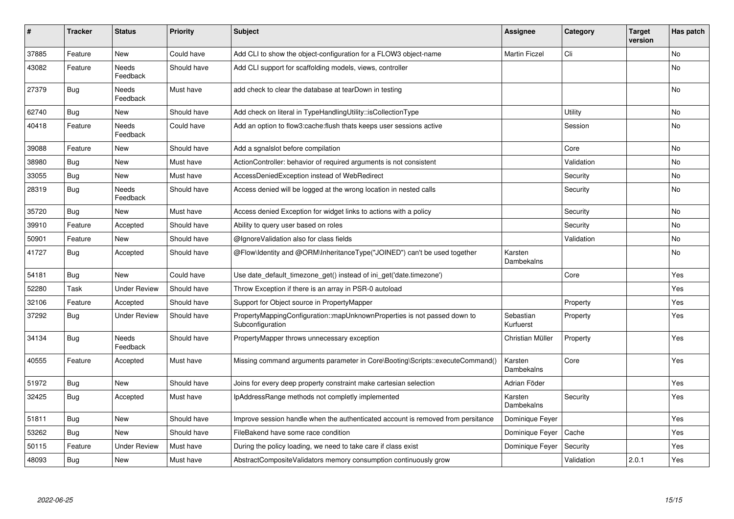| # | Tracker | Status | Priority | Subject | Assignee | Category | Target version | Has patch |
|---|---|---|---|---|---|---|---|---|
| 37885 | Feature | New | Could have | Add CLI to show the object-configuration for a FLOW3 object-name | Martin Ficzel | Cli | | No |
| 43082 | Feature | Needs Feedback | Should have | Add CLI support for scaffolding models, views, controller | | | | No |
| 27379 | Bug | Needs Feedback | Must have | add check to clear the database at tearDown in testing | | | | No |
| 62740 | Bug | New | Should have | Add check on literal in TypeHandlingUtility::isCollectionType | | Utility | | No |
| 40418 | Feature | Needs Feedback | Could have | Add an option to flow3:cache:flush thats keeps user sessions active | | Session | | No |
| 39088 | Feature | New | Should have | Add a sgnalslot before compilation | | Core | | No |
| 38980 | Bug | New | Must have | ActionController: behavior of required arguments is not consistent | | Validation | | No |
| 33055 | Bug | New | Must have | AccessDeniedException instead of WebRedirect | | Security | | No |
| 28319 | Bug | Needs Feedback | Should have | Access denied will be logged at the wrong location in nested calls | | Security | | No |
| 35720 | Bug | New | Must have | Access denied Exception for widget links to actions with a policy | | Security | | No |
| 39910 | Feature | Accepted | Should have | Ability to query user based on roles | | Security | | No |
| 50901 | Feature | New | Should have | @IgnoreValidation also for class fields | | Validation | | No |
| 41727 | Bug | Accepted | Should have | @Flow\Identity and @ORM\InheritanceType("JOINED") can't be used together | Karsten Dambekalns | | | No |
| 54181 | Bug | New | Could have | Use date_default_timezone_get() instead of ini_get('date.timezone') | | Core | | Yes |
| 52280 | Task | Under Review | Should have | Throw Exception if there is an array in PSR-0 autoload | | | | Yes |
| 32106 | Feature | Accepted | Should have | Support for Object source in PropertyMapper | | Property | | Yes |
| 37292 | Bug | Under Review | Should have | PropertyMappingConfiguration::mapUnknownProperties is not passed down to Subconfiguration | Sebastian Kurfuerst | Property | | Yes |
| 34134 | Bug | Needs Feedback | Should have | PropertyMapper throws unnecessary exception | Christian Müller | Property | | Yes |
| 40555 | Feature | Accepted | Must have | Missing command arguments parameter in Core\Booting\Scripts::executeCommand() | Karsten Dambekalns | Core | | Yes |
| 51972 | Bug | New | Should have | Joins for every deep property constraint make cartesian selection | Adrian Föder | | | Yes |
| 32425 | Bug | Accepted | Must have | IpAddressRange methods not completly implemented | Karsten Dambekalns | Security | | Yes |
| 51811 | Bug | New | Should have | Improve session handle when the authenticated account is removed from persitance | Dominique Feyer | | | Yes |
| 53262 | Bug | New | Should have | FileBakend have some race condition | Dominique Feyer | Cache | | Yes |
| 50115 | Feature | Under Review | Must have | During the policy loading, we need to take care if class exist | Dominique Feyer | Security | | Yes |
| 48093 | Bug | New | Must have | AbstractCompositeValidators memory consumption continuously grow | | Validation | 2.0.1 | Yes |